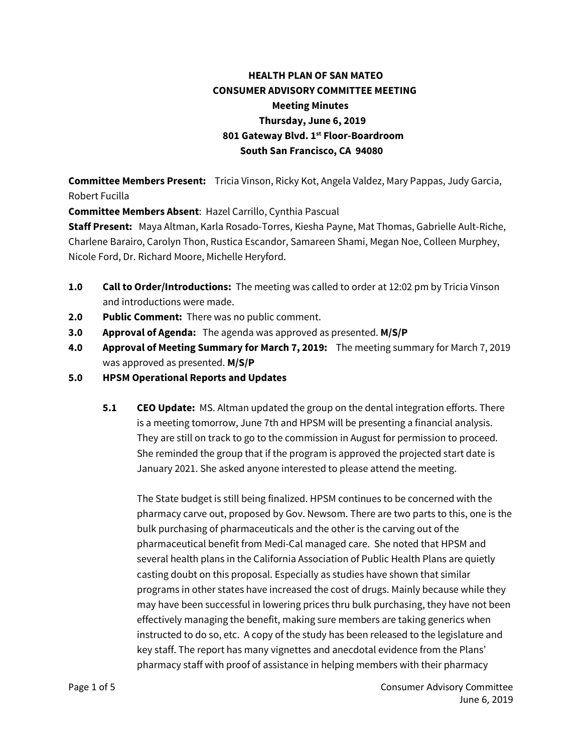**HEALTH PLAN OF SAN MATEO**
**CONSUMER ADVISORY COMMITTEE MEETING**
**Meeting Minutes**
**Thursday, June 6, 2019**
**801 Gateway Blvd. 1st Floor-Boardroom**
**South San Francisco, CA 94080**

**Committee Members Present:** Tricia Vinson, Ricky Kot, Angela Valdez, Mary Pappas, Judy Garcia, Robert Fucilla
**Committee Members Absent**: Hazel Carrillo, Cynthia Pascual
**Staff Present:** Maya Altman, Karla Rosado-Torres, Kiesha Payne, Mat Thomas, Gabrielle Ault-Riche, Charlene Barairo, Carolyn Thon, Rustica Escandor, Samareen Shami, Megan Noe, Colleen Murphey, Nicole Ford, Dr. Richard Moore, Michelle Heryford.

**1.0 Call to Order/Introductions:** The meeting was called to order at 12:02 pm by Tricia Vinson and introductions were made.

**2.0 Public Comment:** There was no public comment.

**3.0 Approval of Agenda:** The agenda was approved as presented. **M/S/P**

**4.0 Approval of Meeting Summary for March 7, 2019:** The meeting summary for March 7, 2019 was approved as presented. **M/S/P**

**5.0 HPSM Operational Reports and Updates**

**5.1 CEO Update:** MS. Altman updated the group on the dental integration efforts. There is a meeting tomorrow, June 7th and HPSM will be presenting a financial analysis. They are still on track to go to the commission in August for permission to proceed. She reminded the group that if the program is approved the projected start date is January 2021. She asked anyone interested to please attend the meeting.

The State budget is still being finalized. HPSM continues to be concerned with the pharmacy carve out, proposed by Gov. Newsom. There are two parts to this, one is the bulk purchasing of pharmaceuticals and the other is the carving out of the pharmaceutical benefit from Medi-Cal managed care. She noted that HPSM and several health plans in the California Association of Public Health Plans are quietly casting doubt on this proposal. Especially as studies have shown that similar programs in other states have increased the cost of drugs. Mainly because while they may have been successful in lowering prices thru bulk purchasing, they have not been effectively managing the benefit, making sure members are taking generics when instructed to do so, etc. A copy of the study has been released to the legislature and key staff. The report has many vignettes and anecdotal evidence from the Plans' pharmacy staff with proof of assistance in helping members with their pharmacy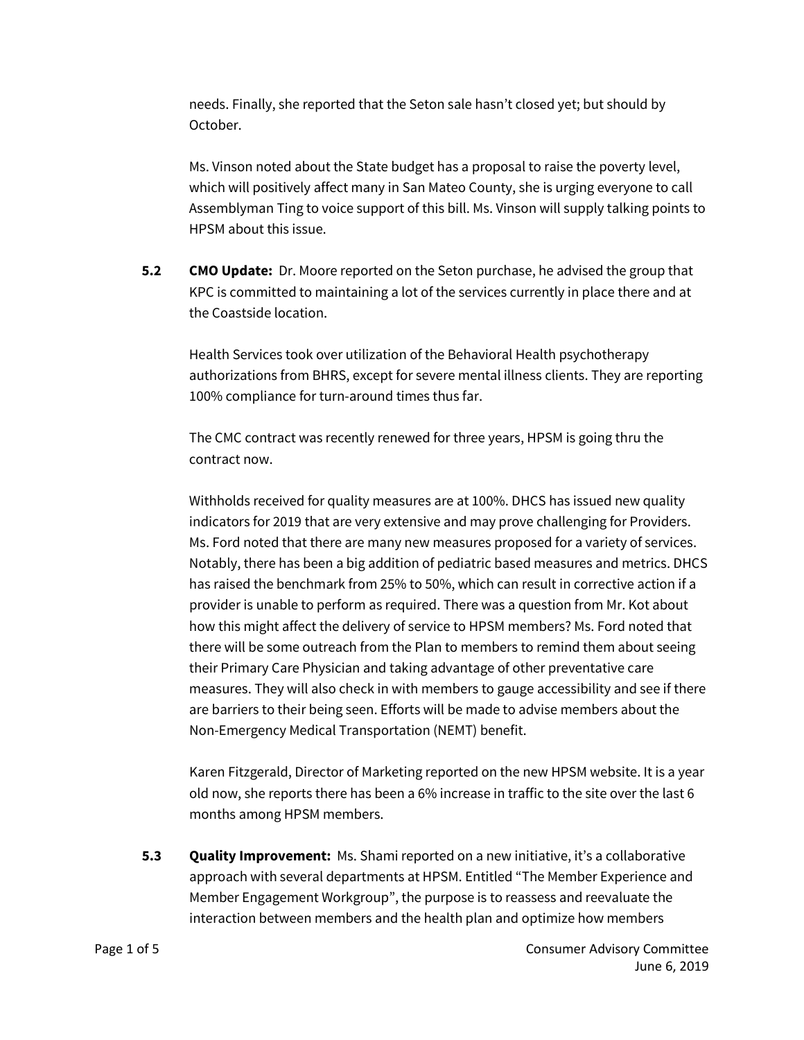needs. Finally, she reported that the Seton sale hasn't closed yet; but should by October.

Ms. Vinson noted about the State budget has a proposal to raise the poverty level, which will positively affect many in San Mateo County, she is urging everyone to call Assemblyman Ting to voice support of this bill. Ms. Vinson will supply talking points to HPSM about this issue.

**5.2 CMO Update:** Dr. Moore reported on the Seton purchase, he advised the group that KPC is committed to maintaining a lot of the services currently in place there and at the Coastside location.

Health Services took over utilization of the Behavioral Health psychotherapy authorizations from BHRS, except for severe mental illness clients. They are reporting 100% compliance for turn-around times thus far.

The CMC contract was recently renewed for three years, HPSM is going thru the contract now.

Withholds received for quality measures are at 100%. DHCS has issued new quality indicators for 2019 that are very extensive and may prove challenging for Providers. Ms. Ford noted that there are many new measures proposed for a variety of services. Notably, there has been a big addition of pediatric based measures and metrics. DHCS has raised the benchmark from 25% to 50%, which can result in corrective action if a provider is unable to perform as required. There was a question from Mr. Kot about how this might affect the delivery of service to HPSM members? Ms. Ford noted that there will be some outreach from the Plan to members to remind them about seeing their Primary Care Physician and taking advantage of other preventative care measures. They will also check in with members to gauge accessibility and see if there are barriers to their being seen. Efforts will be made to advise members about the Non-Emergency Medical Transportation (NEMT) benefit.

Karen Fitzgerald, Director of Marketing reported on the new HPSM website. It is a year old now, she reports there has been a 6% increase in traffic to the site over the last 6 months among HPSM members.

**5.3 Quality Improvement:** Ms. Shami reported on a new initiative, it's a collaborative approach with several departments at HPSM. Entitled "The Member Experience and Member Engagement Workgroup", the purpose is to reassess and reevaluate the interaction between members and the health plan and optimize how members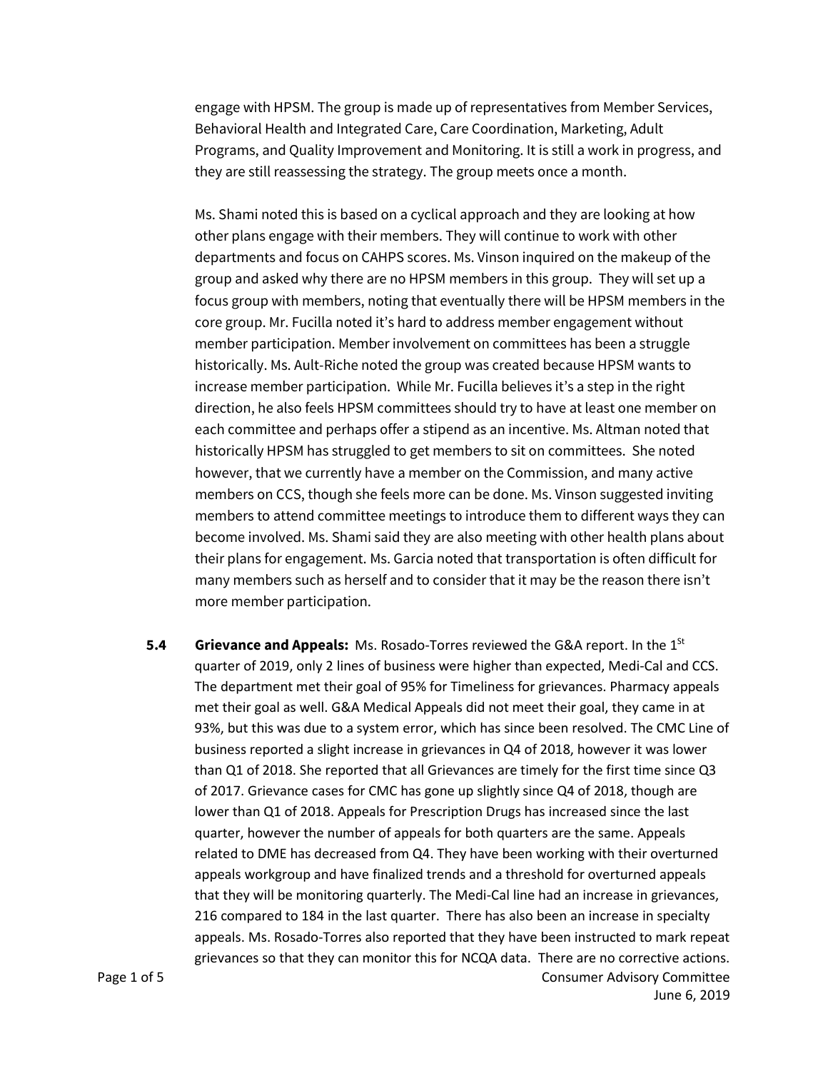engage with HPSM. The group is made up of representatives from Member Services, Behavioral Health and Integrated Care, Care Coordination, Marketing, Adult Programs, and Quality Improvement and Monitoring. It is still a work in progress, and they are still reassessing the strategy. The group meets once a month.

Ms. Shami noted this is based on a cyclical approach and they are looking at how other plans engage with their members. They will continue to work with other departments and focus on CAHPS scores. Ms. Vinson inquired on the makeup of the group and asked why there are no HPSM members in this group. They will set up a focus group with members, noting that eventually there will be HPSM members in the core group. Mr. Fucilla noted it's hard to address member engagement without member participation. Member involvement on committees has been a struggle historically. Ms. Ault-Riche noted the group was created because HPSM wants to increase member participation. While Mr. Fucilla believes it's a step in the right direction, he also feels HPSM committees should try to have at least one member on each committee and perhaps offer a stipend as an incentive. Ms. Altman noted that historically HPSM has struggled to get members to sit on committees. She noted however, that we currently have a member on the Commission, and many active members on CCS, though she feels more can be done. Ms. Vinson suggested inviting members to attend committee meetings to introduce them to different ways they can become involved. Ms. Shami said they are also meeting with other health plans about their plans for engagement. Ms. Garcia noted that transportation is often difficult for many members such as herself and to consider that it may be the reason there isn't more member participation.

**5.4 Grievance and Appeals:** Ms. Rosado-Torres reviewed the G&A report. In the 1st quarter of 2019, only 2 lines of business were higher than expected, Medi-Cal and CCS. The department met their goal of 95% for Timeliness for grievances. Pharmacy appeals met their goal as well. G&A Medical Appeals did not meet their goal, they came in at 93%, but this was due to a system error, which has since been resolved. The CMC Line of business reported a slight increase in grievances in Q4 of 2018, however it was lower than Q1 of 2018. She reported that all Grievances are timely for the first time since Q3 of 2017. Grievance cases for CMC has gone up slightly since Q4 of 2018, though are lower than Q1 of 2018. Appeals for Prescription Drugs has increased since the last quarter, however the number of appeals for both quarters are the same. Appeals related to DME has decreased from Q4. They have been working with their overturned appeals workgroup and have finalized trends and a threshold for overturned appeals that they will be monitoring quarterly. The Medi-Cal line had an increase in grievances, 216 compared to 184 in the last quarter. There has also been an increase in specialty appeals. Ms. Rosado-Torres also reported that they have been instructed to mark repeat grievances so that they can monitor this for NCQA data. There are no corrective actions.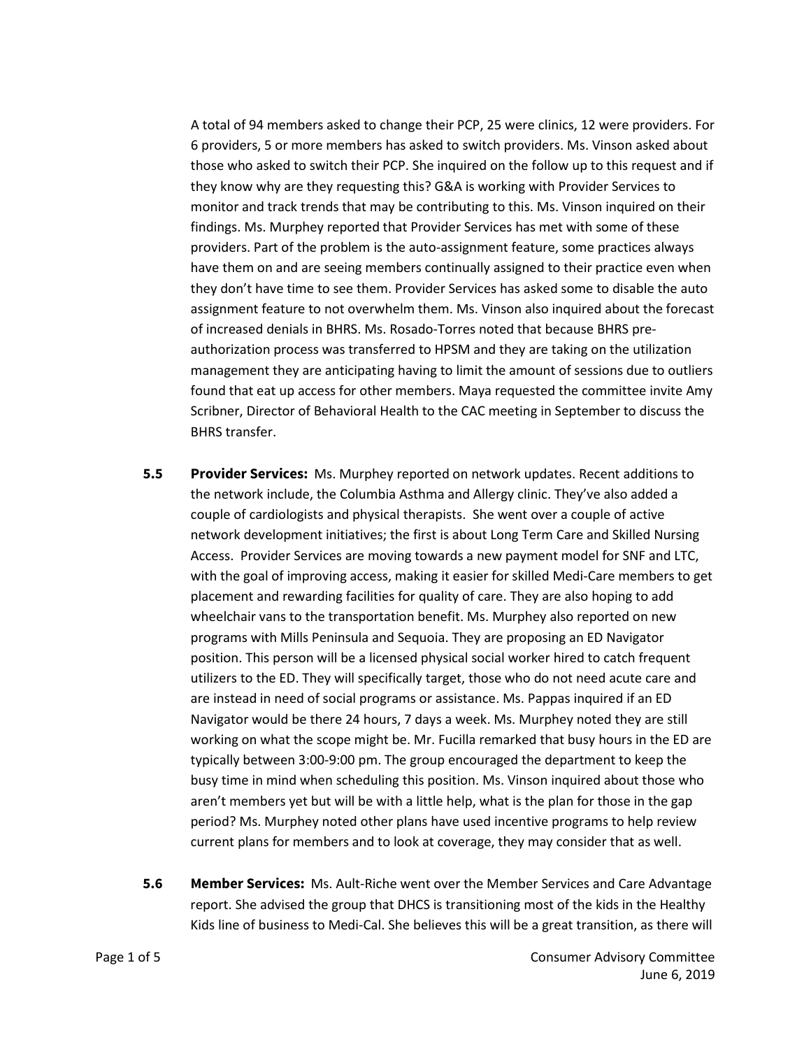A total of 94 members asked to change their PCP, 25 were clinics, 12 were providers. For 6 providers, 5 or more members has asked to switch providers. Ms. Vinson asked about those who asked to switch their PCP. She inquired on the follow up to this request and if they know why are they requesting this? G&A is working with Provider Services to monitor and track trends that may be contributing to this. Ms. Vinson inquired on their findings. Ms. Murphey reported that Provider Services has met with some of these providers. Part of the problem is the auto-assignment feature, some practices always have them on and are seeing members continually assigned to their practice even when they don't have time to see them. Provider Services has asked some to disable the auto assignment feature to not overwhelm them. Ms. Vinson also inquired about the forecast of increased denials in BHRS. Ms. Rosado-Torres noted that because BHRS pre-authorization process was transferred to HPSM and they are taking on the utilization management they are anticipating having to limit the amount of sessions due to outliers found that eat up access for other members. Maya requested the committee invite Amy Scribner, Director of Behavioral Health to the CAC meeting in September to discuss the BHRS transfer.

**5.5 Provider Services:** Ms. Murphey reported on network updates. Recent additions to the network include, the Columbia Asthma and Allergy clinic. They've also added a couple of cardiologists and physical therapists. She went over a couple of active network development initiatives; the first is about Long Term Care and Skilled Nursing Access. Provider Services are moving towards a new payment model for SNF and LTC, with the goal of improving access, making it easier for skilled Medi-Care members to get placement and rewarding facilities for quality of care. They are also hoping to add wheelchair vans to the transportation benefit. Ms. Murphey also reported on new programs with Mills Peninsula and Sequoia. They are proposing an ED Navigator position. This person will be a licensed physical social worker hired to catch frequent utilizers to the ED. They will specifically target, those who do not need acute care and are instead in need of social programs or assistance. Ms. Pappas inquired if an ED Navigator would be there 24 hours, 7 days a week. Ms. Murphey noted they are still working on what the scope might be. Mr. Fucilla remarked that busy hours in the ED are typically between 3:00-9:00 pm. The group encouraged the department to keep the busy time in mind when scheduling this position. Ms. Vinson inquired about those who aren't members yet but will be with a little help, what is the plan for those in the gap period? Ms. Murphey noted other plans have used incentive programs to help review current plans for members and to look at coverage, they may consider that as well.

**5.6 Member Services:** Ms. Ault-Riche went over the Member Services and Care Advantage report. She advised the group that DHCS is transitioning most of the kids in the Healthy Kids line of business to Medi-Cal. She believes this will be a great transition, as there will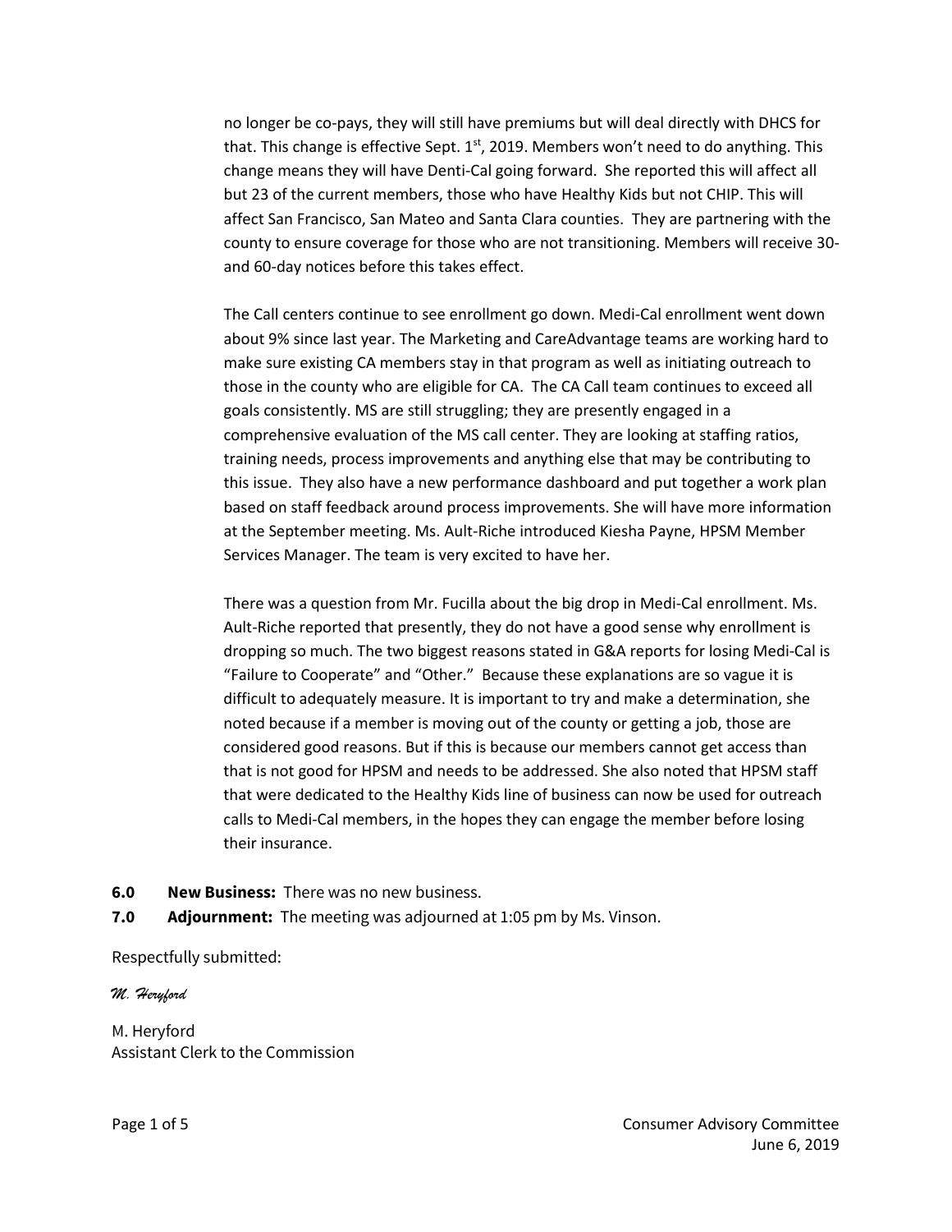no longer be co-pays, they will still have premiums but will deal directly with DHCS for that. This change is effective Sept. 1st, 2019. Members won't need to do anything. This change means they will have Denti-Cal going forward. She reported this will affect all but 23 of the current members, those who have Healthy Kids but not CHIP. This will affect San Francisco, San Mateo and Santa Clara counties. They are partnering with the county to ensure coverage for those who are not transitioning. Members will receive 30- and 60-day notices before this takes effect.

The Call centers continue to see enrollment go down. Medi-Cal enrollment went down about 9% since last year. The Marketing and CareAdvantage teams are working hard to make sure existing CA members stay in that program as well as initiating outreach to those in the county who are eligible for CA. The CA Call team continues to exceed all goals consistently. MS are still struggling; they are presently engaged in a comprehensive evaluation of the MS call center. They are looking at staffing ratios, training needs, process improvements and anything else that may be contributing to this issue. They also have a new performance dashboard and put together a work plan based on staff feedback around process improvements. She will have more information at the September meeting. Ms. Ault-Riche introduced Kiesha Payne, HPSM Member Services Manager. The team is very excited to have her.

There was a question from Mr. Fucilla about the big drop in Medi-Cal enrollment. Ms. Ault-Riche reported that presently, they do not have a good sense why enrollment is dropping so much. The two biggest reasons stated in G&A reports for losing Medi-Cal is "Failure to Cooperate" and "Other." Because these explanations are so vague it is difficult to adequately measure. It is important to try and make a determination, she noted because if a member is moving out of the county or getting a job, those are considered good reasons. But if this is because our members cannot get access than that is not good for HPSM and needs to be addressed. She also noted that HPSM staff that were dedicated to the Healthy Kids line of business can now be used for outreach calls to Medi-Cal members, in the hopes they can engage the member before losing their insurance.

**6.0 New Business:** There was no new business.

**7.0 Adjournment:** The meeting was adjourned at 1:05 pm by Ms. Vinson.

Respectfully submitted:

*M. Heryford*

M. Heryford
Assistant Clerk to the Commission